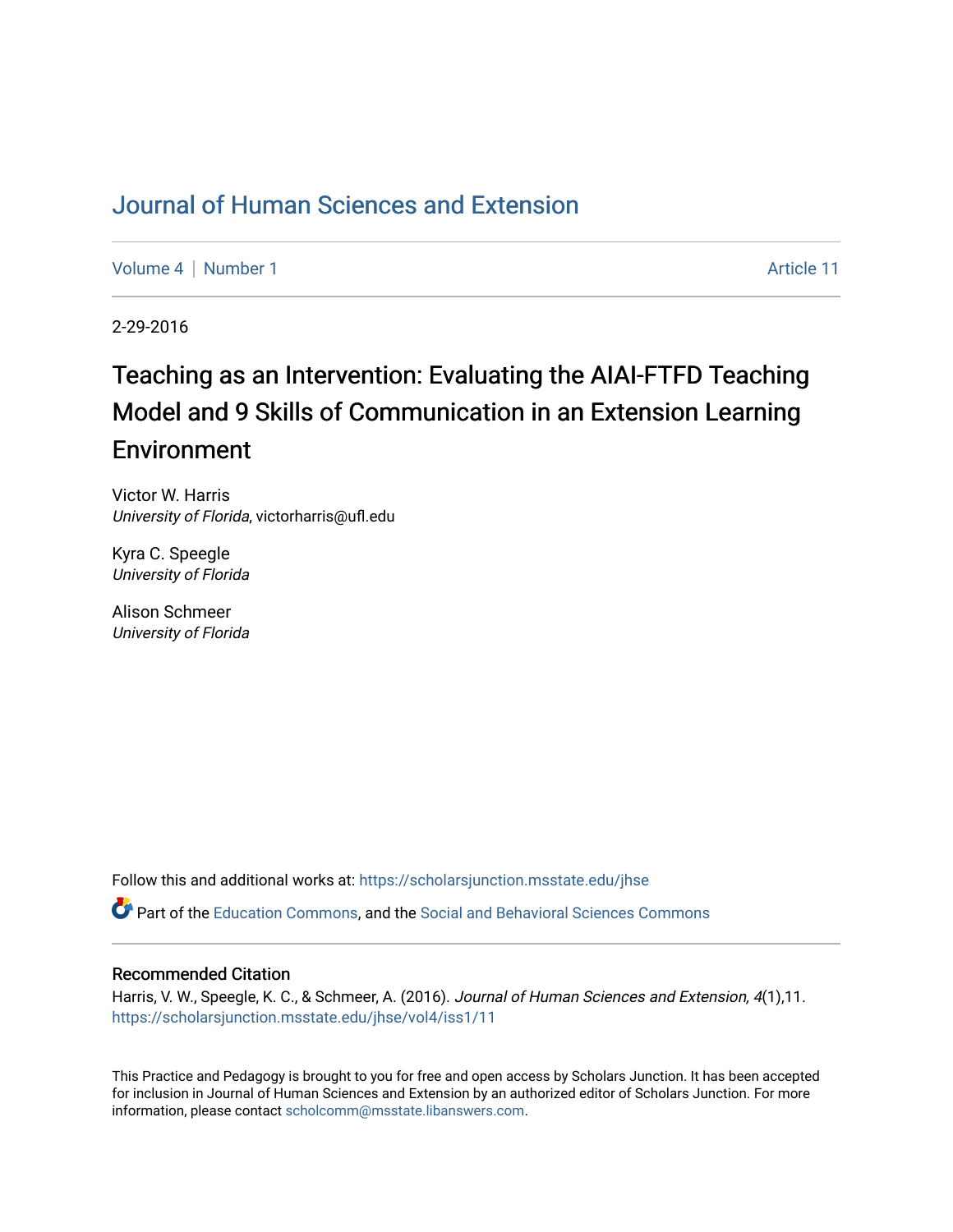# Journal of Human Sciences and Extension

Volume 4 | Number 1 Article 11

2-29-2016

## Teaching as an Intervention: Evaluating the AIAI-FTFD Teaching Model and 9 Skills of Communication in an Extension Learning Environment

Victor W. Harris
*University of Florida*, victorharris@ufl.edu

Kyra C. Speegle
*University of Florida*

Alison Schmeer
*University of Florida*

Follow this and additional works at: https://scholarsjunction.msstate.edu/jhse

Part of the Education Commons, and the Social and Behavioral Sciences Commons

### Recommended Citation

Harris, V. W., Speegle, K. C., & Schmeer, A. (2016). *Journal of Human Sciences and Extension, 4*(1),11. https://scholarsjunction.msstate.edu/jhse/vol4/iss1/11

This Practice and Pedagogy is brought to you for free and open access by Scholars Junction. It has been accepted for inclusion in Journal of Human Sciences and Extension by an authorized editor of Scholars Junction. For more information, please contact scholcomm@msstate.libanswers.com.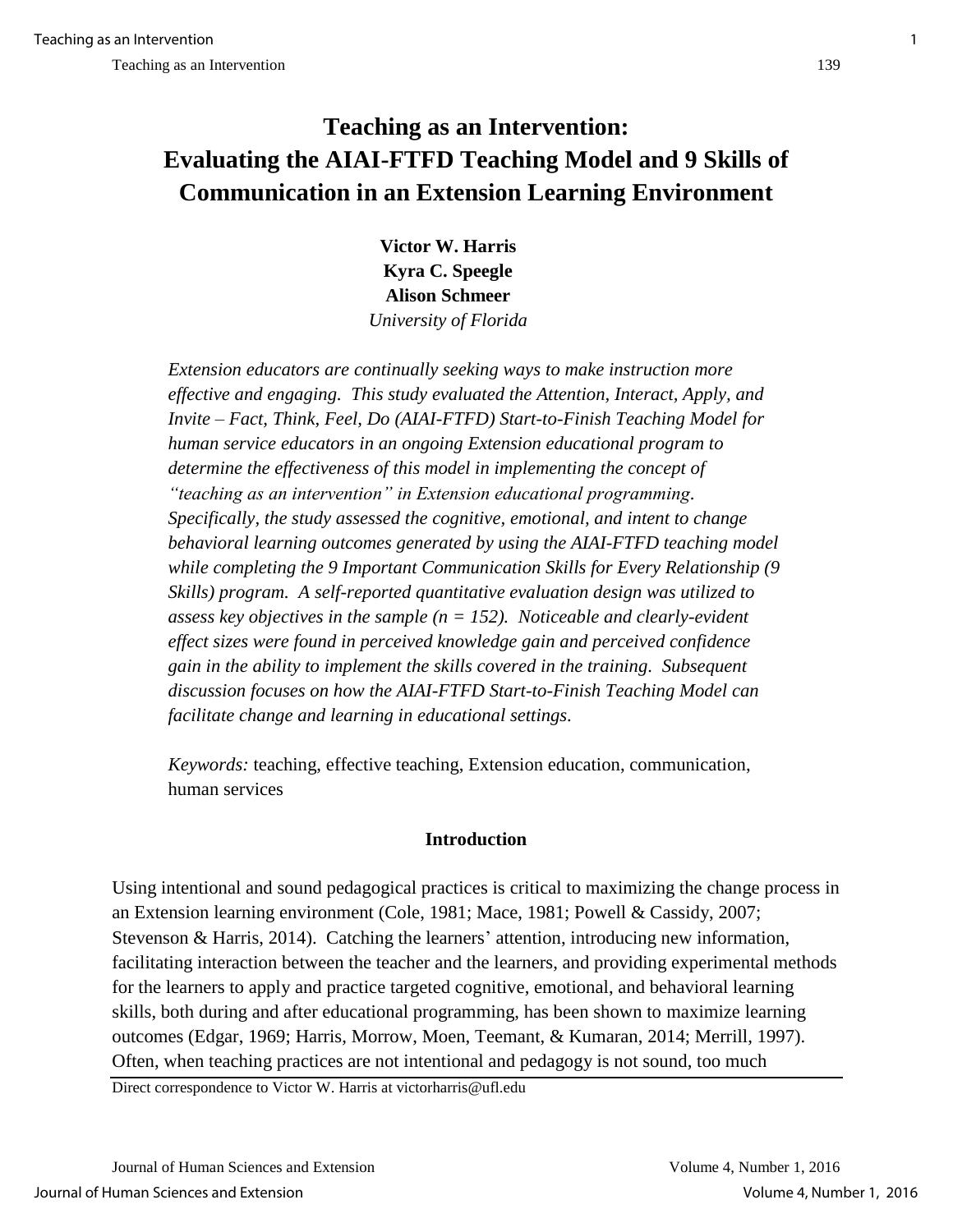# Teaching as an Intervention: Evaluating the AIAI-FTFD Teaching Model and 9 Skills of Communication in an Extension Learning Environment

**Victor W. Harris**
**Kyra C. Speegle**
**Alison Schmeer**
*University of Florida*

*Extension educators are continually seeking ways to make instruction more effective and engaging. This study evaluated the Attention, Interact, Apply, and Invite – Fact, Think, Feel, Do (AIAI-FTFD) Start-to-Finish Teaching Model for human service educators in an ongoing Extension educational program to determine the effectiveness of this model in implementing the concept of "teaching as an intervention" in Extension educational programming. Specifically, the study assessed the cognitive, emotional, and intent to change behavioral learning outcomes generated by using the AIAI-FTFD teaching model while completing the 9 Important Communication Skills for Every Relationship (9 Skills) program. A self-reported quantitative evaluation design was utilized to assess key objectives in the sample (n = 152). Noticeable and clearly-evident effect sizes were found in perceived knowledge gain and perceived confidence gain in the ability to implement the skills covered in the training. Subsequent discussion focuses on how the AIAI-FTFD Start-to-Finish Teaching Model can facilitate change and learning in educational settings.*

*Keywords:* teaching, effective teaching, Extension education, communication, human services

## Introduction

Using intentional and sound pedagogical practices is critical to maximizing the change process in an Extension learning environment (Cole, 1981; Mace, 1981; Powell & Cassidy, 2007; Stevenson & Harris, 2014). Catching the learners' attention, introducing new information, facilitating interaction between the teacher and the learners, and providing experimental methods for the learners to apply and practice targeted cognitive, emotional, and behavioral learning skills, both during and after educational programming, has been shown to maximize learning outcomes (Edgar, 1969; Harris, Morrow, Moen, Teemant, & Kumaran, 2014; Merrill, 1997). Often, when teaching practices are not intentional and pedagogy is not sound, too much

Direct correspondence to Victor W. Harris at victorharris@ufl.edu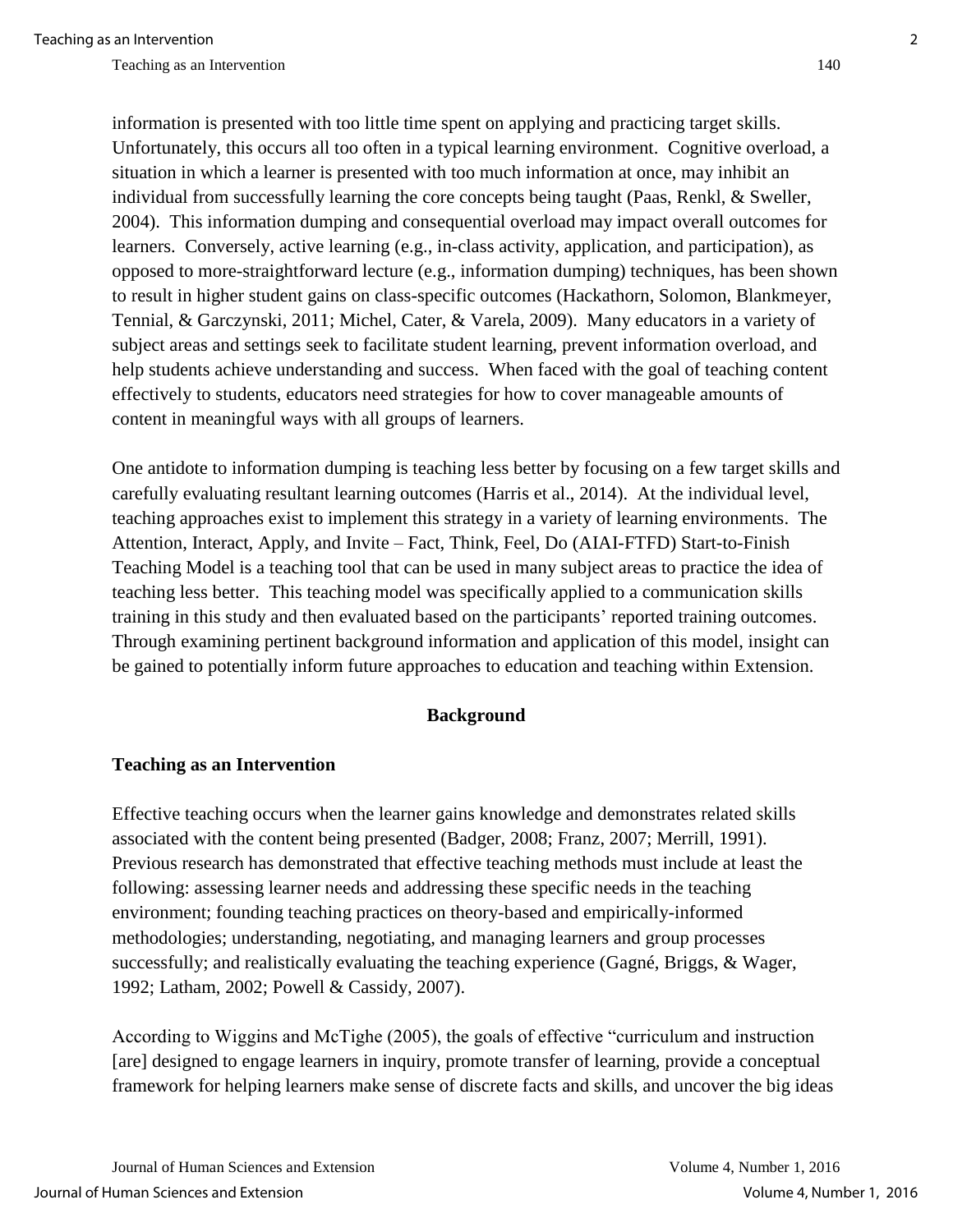information is presented with too little time spent on applying and practicing target skills. Unfortunately, this occurs all too often in a typical learning environment. Cognitive overload, a situation in which a learner is presented with too much information at once, may inhibit an individual from successfully learning the core concepts being taught (Paas, Renkl, & Sweller, 2004). This information dumping and consequential overload may impact overall outcomes for learners. Conversely, active learning (e.g., in-class activity, application, and participation), as opposed to more-straightforward lecture (e.g., information dumping) techniques, has been shown to result in higher student gains on class-specific outcomes (Hackathorn, Solomon, Blankmeyer, Tennial, & Garczynski, 2011; Michel, Cater, & Varela, 2009). Many educators in a variety of subject areas and settings seek to facilitate student learning, prevent information overload, and help students achieve understanding and success. When faced with the goal of teaching content effectively to students, educators need strategies for how to cover manageable amounts of content in meaningful ways with all groups of learners.

One antidote to information dumping is teaching less better by focusing on a few target skills and carefully evaluating resultant learning outcomes (Harris et al., 2014). At the individual level, teaching approaches exist to implement this strategy in a variety of learning environments. The Attention, Interact, Apply, and Invite – Fact, Think, Feel, Do (AIAI-FTFD) Start-to-Finish Teaching Model is a teaching tool that can be used in many subject areas to practice the idea of teaching less better. This teaching model was specifically applied to a communication skills training in this study and then evaluated based on the participants' reported training outcomes. Through examining pertinent background information and application of this model, insight can be gained to potentially inform future approaches to education and teaching within Extension.

## Background

### Teaching as an Intervention

Effective teaching occurs when the learner gains knowledge and demonstrates related skills associated with the content being presented (Badger, 2008; Franz, 2007; Merrill, 1991). Previous research has demonstrated that effective teaching methods must include at least the following: assessing learner needs and addressing these specific needs in the teaching environment; founding teaching practices on theory-based and empirically-informed methodologies; understanding, negotiating, and managing learners and group processes successfully; and realistically evaluating the teaching experience (Gagné, Briggs, & Wager, 1992; Latham, 2002; Powell & Cassidy, 2007).

According to Wiggins and McTighe (2005), the goals of effective "curriculum and instruction [are] designed to engage learners in inquiry, promote transfer of learning, provide a conceptual framework for helping learners make sense of discrete facts and skills, and uncover the big ideas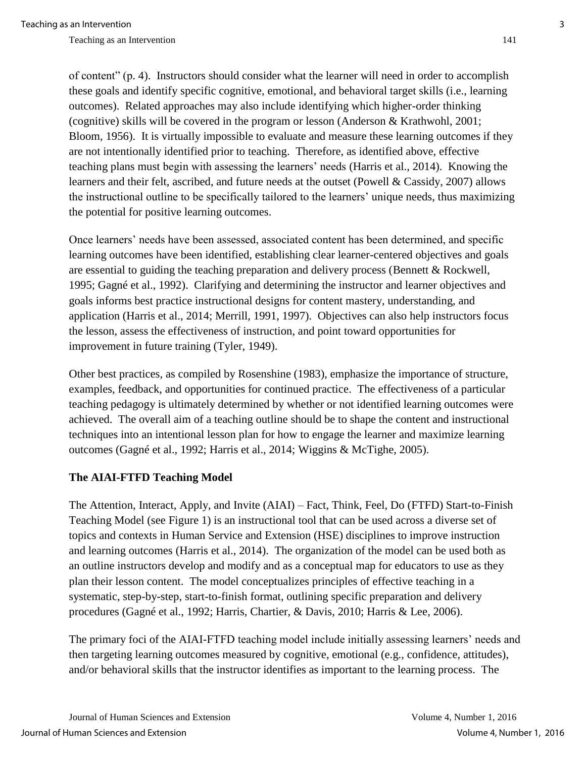of content" (p. 4). Instructors should consider what the learner will need in order to accomplish these goals and identify specific cognitive, emotional, and behavioral target skills (i.e., learning outcomes). Related approaches may also include identifying which higher-order thinking (cognitive) skills will be covered in the program or lesson (Anderson & Krathwohl, 2001; Bloom, 1956). It is virtually impossible to evaluate and measure these learning outcomes if they are not intentionally identified prior to teaching. Therefore, as identified above, effective teaching plans must begin with assessing the learners' needs (Harris et al., 2014). Knowing the learners and their felt, ascribed, and future needs at the outset (Powell & Cassidy, 2007) allows the instructional outline to be specifically tailored to the learners' unique needs, thus maximizing the potential for positive learning outcomes.

Once learners' needs have been assessed, associated content has been determined, and specific learning outcomes have been identified, establishing clear learner-centered objectives and goals are essential to guiding the teaching preparation and delivery process (Bennett & Rockwell, 1995; Gagné et al., 1992). Clarifying and determining the instructor and learner objectives and goals informs best practice instructional designs for content mastery, understanding, and application (Harris et al., 2014; Merrill, 1991, 1997). Objectives can also help instructors focus the lesson, assess the effectiveness of instruction, and point toward opportunities for improvement in future training (Tyler, 1949).

Other best practices, as compiled by Rosenshine (1983), emphasize the importance of structure, examples, feedback, and opportunities for continued practice. The effectiveness of a particular teaching pedagogy is ultimately determined by whether or not identified learning outcomes were achieved. The overall aim of a teaching outline should be to shape the content and instructional techniques into an intentional lesson plan for how to engage the learner and maximize learning outcomes (Gagné et al., 1992; Harris et al., 2014; Wiggins & McTighe, 2005).

## The AIAI-FTFD Teaching Model

The Attention, Interact, Apply, and Invite (AIAI) – Fact, Think, Feel, Do (FTFD) Start-to-Finish Teaching Model (see Figure 1) is an instructional tool that can be used across a diverse set of topics and contexts in Human Service and Extension (HSE) disciplines to improve instruction and learning outcomes (Harris et al., 2014). The organization of the model can be used both as an outline instructors develop and modify and as a conceptual map for educators to use as they plan their lesson content. The model conceptualizes principles of effective teaching in a systematic, step-by-step, start-to-finish format, outlining specific preparation and delivery procedures (Gagné et al., 1992; Harris, Chartier, & Davis, 2010; Harris & Lee, 2006).

The primary foci of the AIAI-FTFD teaching model include initially assessing learners' needs and then targeting learning outcomes measured by cognitive, emotional (e.g., confidence, attitudes), and/or behavioral skills that the instructor identifies as important to the learning process. The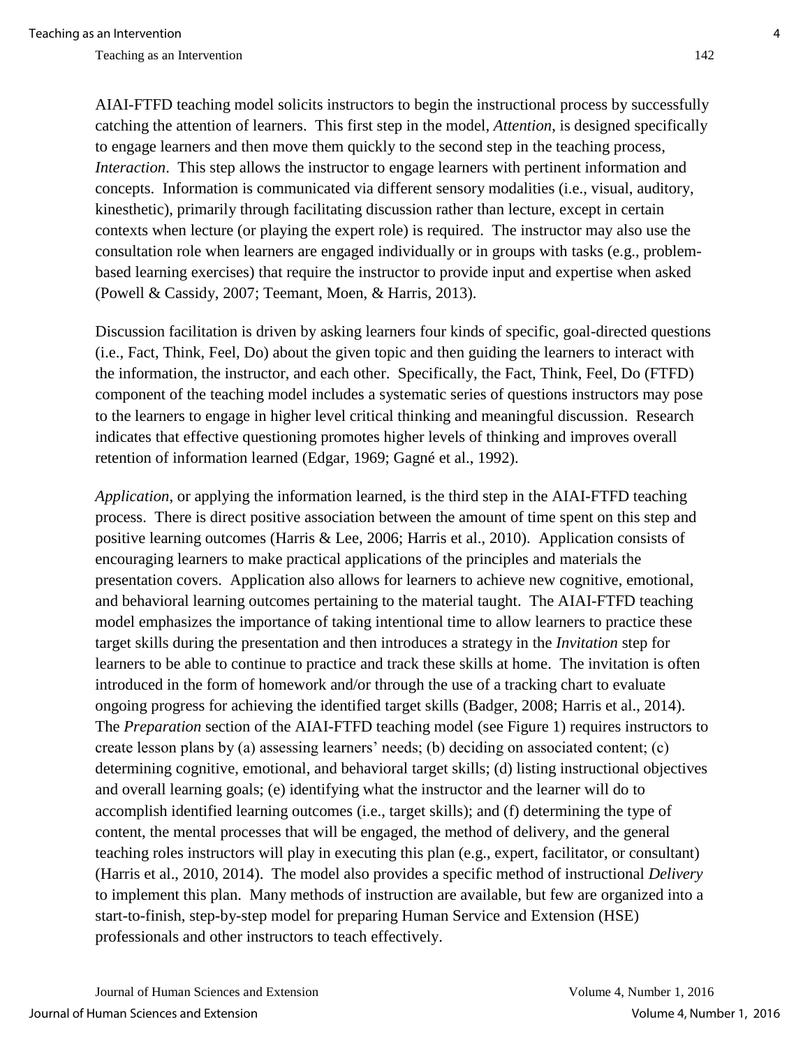AIAI-FTFD teaching model solicits instructors to begin the instructional process by successfully catching the attention of learners. This first step in the model, *Attention*, is designed specifically to engage learners and then move them quickly to the second step in the teaching process, *Interaction*. This step allows the instructor to engage learners with pertinent information and concepts. Information is communicated via different sensory modalities (i.e., visual, auditory, kinesthetic), primarily through facilitating discussion rather than lecture, except in certain contexts when lecture (or playing the expert role) is required. The instructor may also use the consultation role when learners are engaged individually or in groups with tasks (e.g., problem-based learning exercises) that require the instructor to provide input and expertise when asked (Powell & Cassidy, 2007; Teemant, Moen, & Harris, 2013).

Discussion facilitation is driven by asking learners four kinds of specific, goal-directed questions (i.e., Fact, Think, Feel, Do) about the given topic and then guiding the learners to interact with the information, the instructor, and each other. Specifically, the Fact, Think, Feel, Do (FTFD) component of the teaching model includes a systematic series of questions instructors may pose to the learners to engage in higher level critical thinking and meaningful discussion. Research indicates that effective questioning promotes higher levels of thinking and improves overall retention of information learned (Edgar, 1969; Gagné et al., 1992).

*Application*, or applying the information learned, is the third step in the AIAI-FTFD teaching process. There is direct positive association between the amount of time spent on this step and positive learning outcomes (Harris & Lee, 2006; Harris et al., 2010). Application consists of encouraging learners to make practical applications of the principles and materials the presentation covers. Application also allows for learners to achieve new cognitive, emotional, and behavioral learning outcomes pertaining to the material taught. The AIAI-FTFD teaching model emphasizes the importance of taking intentional time to allow learners to practice these target skills during the presentation and then introduces a strategy in the *Invitation* step for learners to be able to continue to practice and track these skills at home. The invitation is often introduced in the form of homework and/or through the use of a tracking chart to evaluate ongoing progress for achieving the identified target skills (Badger, 2008; Harris et al., 2014). The *Preparation* section of the AIAI-FTFD teaching model (see Figure 1) requires instructors to create lesson plans by (a) assessing learners' needs; (b) deciding on associated content; (c) determining cognitive, emotional, and behavioral target skills; (d) listing instructional objectives and overall learning goals; (e) identifying what the instructor and the learner will do to accomplish identified learning outcomes (i.e., target skills); and (f) determining the type of content, the mental processes that will be engaged, the method of delivery, and the general teaching roles instructors will play in executing this plan (e.g., expert, facilitator, or consultant) (Harris et al., 2010, 2014). The model also provides a specific method of instructional *Delivery* to implement this plan. Many methods of instruction are available, but few are organized into a start-to-finish, step-by-step model for preparing Human Service and Extension (HSE) professionals and other instructors to teach effectively.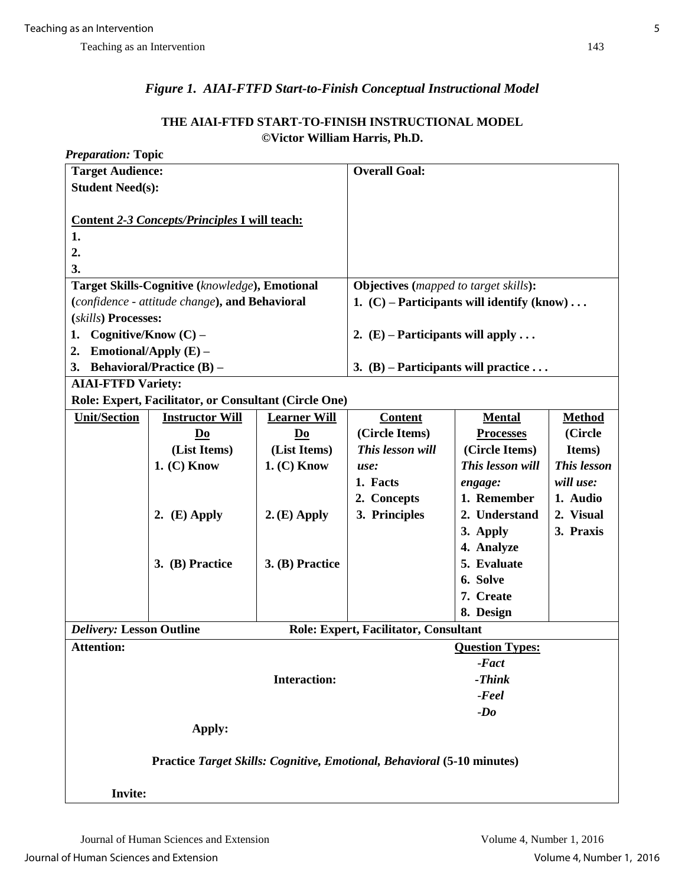*Figure 1. AIAI-FTFD Start-to-Finish Conceptual Instructional Model*

**THE AIAI-FTFD START-TO-FINISH INSTRUCTIONAL MODEL**
**©Victor William Harris, Ph.D.**

***Preparation:*** **Topic**

| | | | | | |
|---|---|---|---|---|---|
| **Target Audience:**<br>**Student Need(s):**<br><br>**Content *2-3 Concepts/Principles* I will teach:**<br>**1.**<br>**2.**<br>**3.** | | | **Overall Goal:** | | |
| **Target Skills-Cognitive (*knowledge*), Emotional (*confidence - attitude change*), and Behavioral (*skills*) Processes:**<br>**1. Cognitive/Know (C) –**<br>**2. Emotional/Apply (E) –**<br>**3. Behavioral/Practice (B) –** | | | **Objectives (*mapped to target skills*):**<br>**1. (C) – Participants will identify (know) . . .**<br><br>**2. (E) – Participants will apply . . .**<br><br>**3. (B) – Participants will practice . . .** | | |
| **AIAI-FTFD Variety:**<br>**Role: Expert, Facilitator, or Consultant (Circle One)** | | | | | |
| **Unit/Section** | **Instructor Will Do (List Items)** | **Learner Will Do (List Items)** | **Content (Circle Items)** | **Mental Processes (Circle Items)** | **Method (Circle Items)** |
| | **1. (C) Know**<br><br>**2. (E) Apply**<br><br>**3. (B) Practice** | **1. (C) Know**<br><br>**2. (E) Apply**<br><br>**3. (B) Practice** | ***This lesson will use:***<br>**1. Facts**<br>**2. Concepts**<br>**3. Principles** | ***This lesson will engage:***<br>**1. Remember**<br>**2. Understand**<br>**3. Apply**<br>**4. Analyze**<br>**5. Evaluate**<br>**6. Solve**<br>**7. Create**<br>**8. Design** | ***This lesson will use:***<br>**1. Audio**<br>**2. Visual**<br>**3. Praxis** |
| ***Delivery:*** **Lesson Outline** | | | **Role: Expert, Facilitator, Consultant** | | |
| **Attention:**<br><br>**Interaction:**<br><br>**Apply:**<br><br>**Practice *Target Skills: Cognitive, Emotional, Behavioral* (5-10 minutes)**<br><br>**Invite:** | | | | **Question Types:**<br>***-Fact***<br>***-Think***<br>***-Feel***<br>***-Do*** | |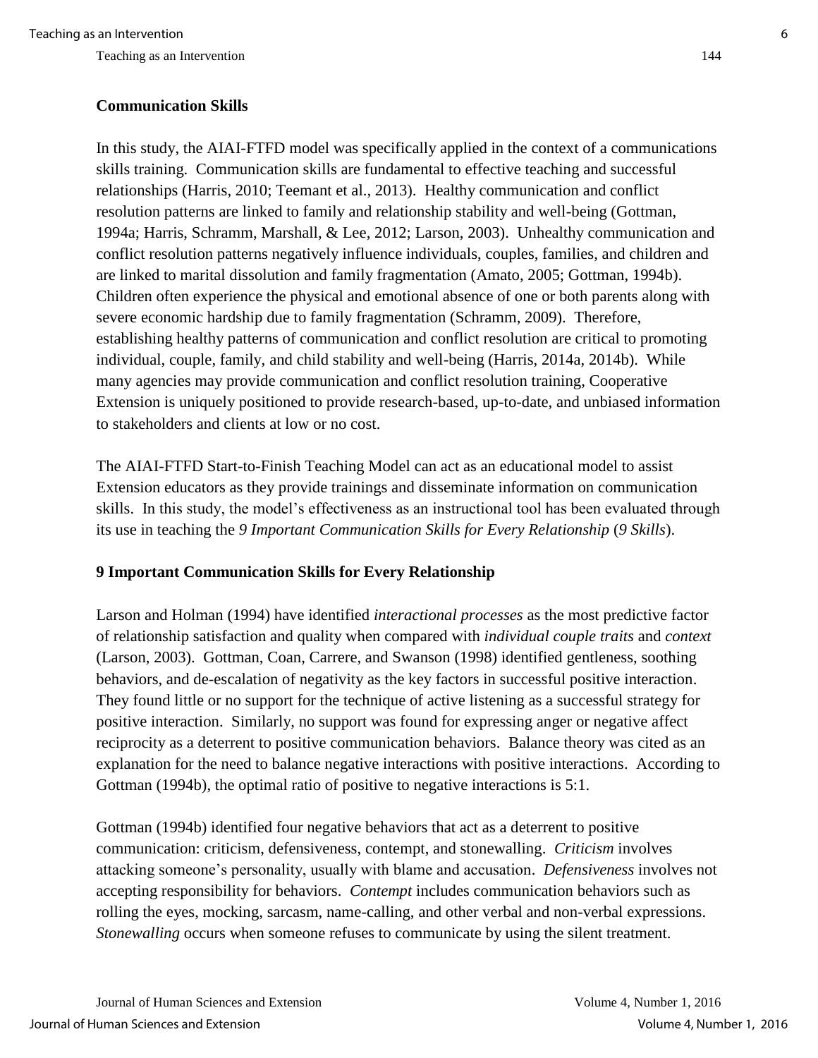## Communication Skills

In this study, the AIAI-FTFD model was specifically applied in the context of a communications skills training. Communication skills are fundamental to effective teaching and successful relationships (Harris, 2010; Teemant et al., 2013). Healthy communication and conflict resolution patterns are linked to family and relationship stability and well-being (Gottman, 1994a; Harris, Schramm, Marshall, & Lee, 2012; Larson, 2003). Unhealthy communication and conflict resolution patterns negatively influence individuals, couples, families, and children and are linked to marital dissolution and family fragmentation (Amato, 2005; Gottman, 1994b). Children often experience the physical and emotional absence of one or both parents along with severe economic hardship due to family fragmentation (Schramm, 2009). Therefore, establishing healthy patterns of communication and conflict resolution are critical to promoting individual, couple, family, and child stability and well-being (Harris, 2014a, 2014b). While many agencies may provide communication and conflict resolution training, Cooperative Extension is uniquely positioned to provide research-based, up-to-date, and unbiased information to stakeholders and clients at low or no cost.

The AIAI-FTFD Start-to-Finish Teaching Model can act as an educational model to assist Extension educators as they provide trainings and disseminate information on communication skills. In this study, the model's effectiveness as an instructional tool has been evaluated through its use in teaching the *9 Important Communication Skills for Every Relationship* (*9 Skills*).

## 9 Important Communication Skills for Every Relationship

Larson and Holman (1994) have identified *interactional processes* as the most predictive factor of relationship satisfaction and quality when compared with *individual couple traits* and *context* (Larson, 2003). Gottman, Coan, Carrere, and Swanson (1998) identified gentleness, soothing behaviors, and de-escalation of negativity as the key factors in successful positive interaction. They found little or no support for the technique of active listening as a successful strategy for positive interaction. Similarly, no support was found for expressing anger or negative affect reciprocity as a deterrent to positive communication behaviors. Balance theory was cited as an explanation for the need to balance negative interactions with positive interactions. According to Gottman (1994b), the optimal ratio of positive to negative interactions is 5:1.

Gottman (1994b) identified four negative behaviors that act as a deterrent to positive communication: criticism, defensiveness, contempt, and stonewalling. *Criticism* involves attacking someone's personality, usually with blame and accusation. *Defensiveness* involves not accepting responsibility for behaviors. *Contempt* includes communication behaviors such as rolling the eyes, mocking, sarcasm, name-calling, and other verbal and non-verbal expressions. *Stonewalling* occurs when someone refuses to communicate by using the silent treatment.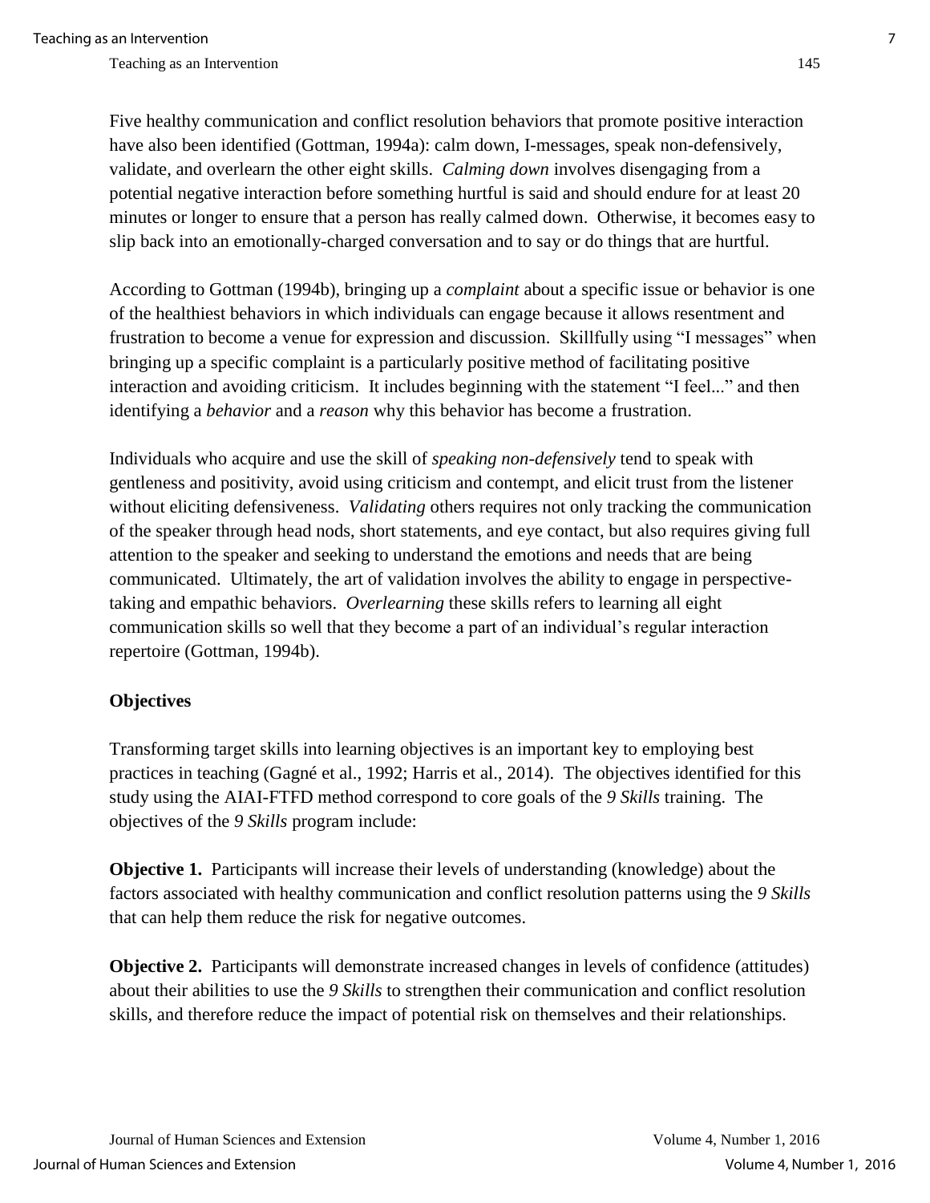Five healthy communication and conflict resolution behaviors that promote positive interaction have also been identified (Gottman, 1994a): calm down, I-messages, speak non-defensively, validate, and overlearn the other eight skills. *Calming down* involves disengaging from a potential negative interaction before something hurtful is said and should endure for at least 20 minutes or longer to ensure that a person has really calmed down. Otherwise, it becomes easy to slip back into an emotionally-charged conversation and to say or do things that are hurtful.

According to Gottman (1994b), bringing up a *complaint* about a specific issue or behavior is one of the healthiest behaviors in which individuals can engage because it allows resentment and frustration to become a venue for expression and discussion. Skillfully using "I messages" when bringing up a specific complaint is a particularly positive method of facilitating positive interaction and avoiding criticism. It includes beginning with the statement "I feel..." and then identifying a *behavior* and a *reason* why this behavior has become a frustration.

Individuals who acquire and use the skill of *speaking non-defensively* tend to speak with gentleness and positivity, avoid using criticism and contempt, and elicit trust from the listener without eliciting defensiveness. *Validating* others requires not only tracking the communication of the speaker through head nods, short statements, and eye contact, but also requires giving full attention to the speaker and seeking to understand the emotions and needs that are being communicated. Ultimately, the art of validation involves the ability to engage in perspective-taking and empathic behaviors. *Overlearning* these skills refers to learning all eight communication skills so well that they become a part of an individual's regular interaction repertoire (Gottman, 1994b).

## Objectives

Transforming target skills into learning objectives is an important key to employing best practices in teaching (Gagné et al., 1992; Harris et al., 2014). The objectives identified for this study using the AIAI-FTFD method correspond to core goals of the *9 Skills* training. The objectives of the *9 Skills* program include:

**Objective 1.** Participants will increase their levels of understanding (knowledge) about the factors associated with healthy communication and conflict resolution patterns using the *9 Skills* that can help them reduce the risk for negative outcomes.

**Objective 2.** Participants will demonstrate increased changes in levels of confidence (attitudes) about their abilities to use the *9 Skills* to strengthen their communication and conflict resolution skills, and therefore reduce the impact of potential risk on themselves and their relationships.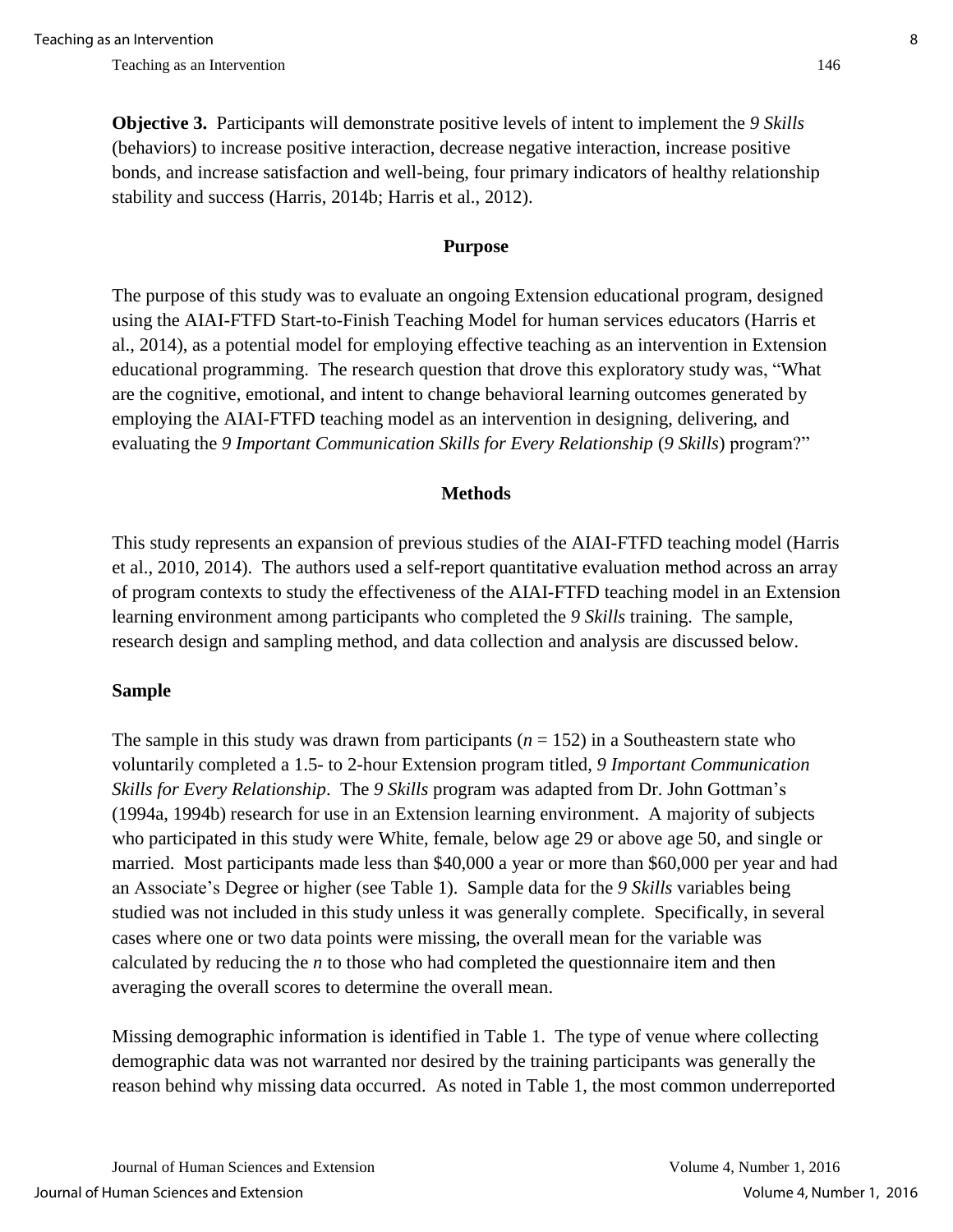**Objective 3.** Participants will demonstrate positive levels of intent to implement the *9 Skills* (behaviors) to increase positive interaction, decrease negative interaction, increase positive bonds, and increase satisfaction and well-being, four primary indicators of healthy relationship stability and success (Harris, 2014b; Harris et al., 2012).

## Purpose

The purpose of this study was to evaluate an ongoing Extension educational program, designed using the AIAI-FTFD Start-to-Finish Teaching Model for human services educators (Harris et al., 2014), as a potential model for employing effective teaching as an intervention in Extension educational programming. The research question that drove this exploratory study was, "What are the cognitive, emotional, and intent to change behavioral learning outcomes generated by employing the AIAI-FTFD teaching model as an intervention in designing, delivering, and evaluating the *9 Important Communication Skills for Every Relationship* (*9 Skills*) program?"

## Methods

This study represents an expansion of previous studies of the AIAI-FTFD teaching model (Harris et al., 2010, 2014). The authors used a self-report quantitative evaluation method across an array of program contexts to study the effectiveness of the AIAI-FTFD teaching model in an Extension learning environment among participants who completed the *9 Skills* training. The sample, research design and sampling method, and data collection and analysis are discussed below.

### Sample

The sample in this study was drawn from participants ($n$ = 152) in a Southeastern state who voluntarily completed a 1.5- to 2-hour Extension program titled, *9 Important Communication Skills for Every Relationship*. The *9 Skills* program was adapted from Dr. John Gottman's (1994a, 1994b) research for use in an Extension learning environment. A majority of subjects who participated in this study were White, female, below age 29 or above age 50, and single or married. Most participants made less than $40,000 a year or more than $60,000 per year and had an Associate's Degree or higher (see Table 1). Sample data for the *9 Skills* variables being studied was not included in this study unless it was generally complete. Specifically, in several cases where one or two data points were missing, the overall mean for the variable was calculated by reducing the $n$ to those who had completed the questionnaire item and then averaging the overall scores to determine the overall mean.

Missing demographic information is identified in Table 1. The type of venue where collecting demographic data was not warranted nor desired by the training participants was generally the reason behind why missing data occurred. As noted in Table 1, the most common underreported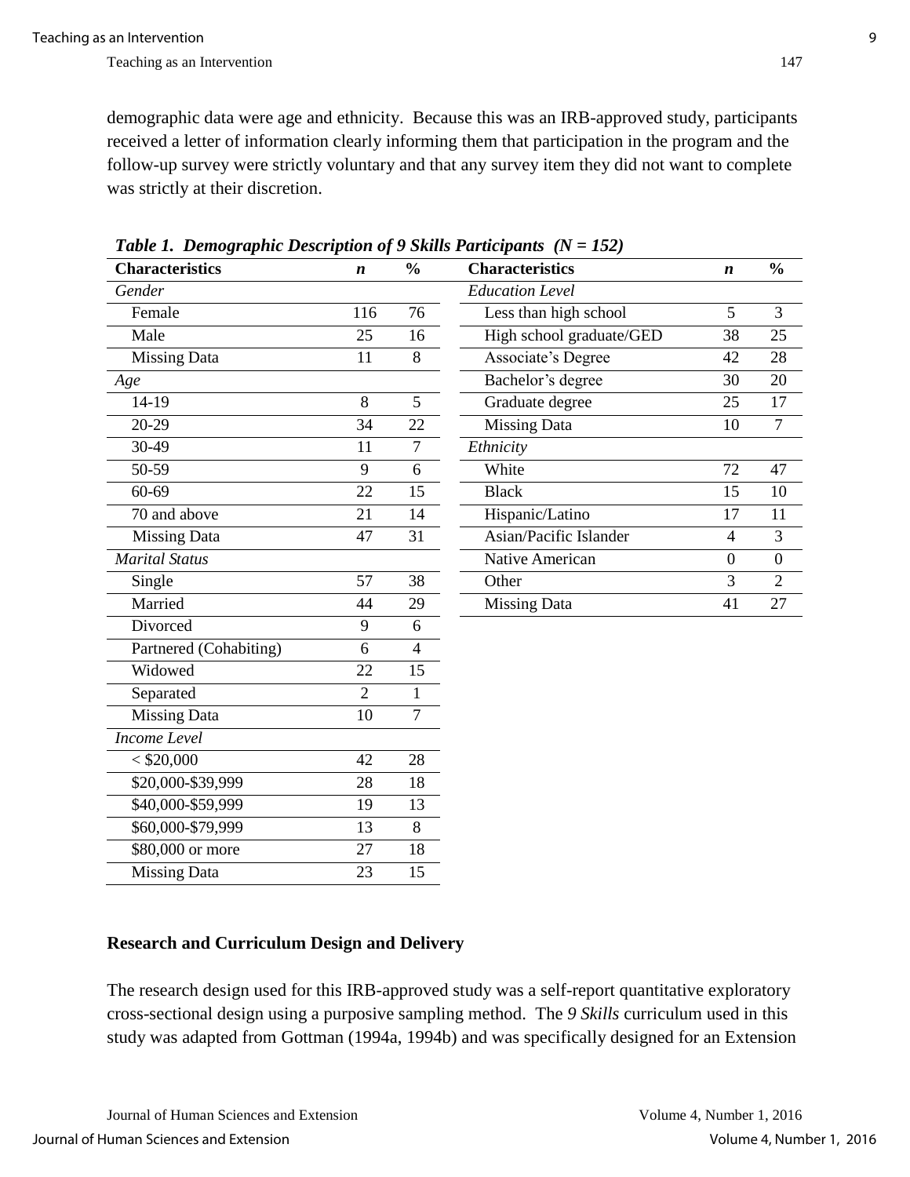demographic data were age and ethnicity. Because this was an IRB-approved study, participants received a letter of information clearly informing them that participation in the program and the follow-up survey were strictly voluntary and that any survey item they did not want to complete was strictly at their discretion.

***Table 1. Demographic Description of 9 Skills Participants (N = 152)***

| Characteristics | *n* | % | Characteristics | *n* | % |
|---|---|---|---|---|---|
| *Gender* | | | *Education Level* | | |
| Female | 116 | 76 | Less than high school | 5 | 3 |
| Male | 25 | 16 | High school graduate/GED | 38 | 25 |
| Missing Data | 11 | 8 | Associate's Degree | 42 | 28 |
| *Age* | | | Bachelor's degree | 30 | 20 |
| 14-19 | 8 | 5 | Graduate degree | 25 | 17 |
| 20-29 | 34 | 22 | Missing Data | 10 | 7 |
| 30-49 | 11 | 7 | *Ethnicity* | | |
| 50-59 | 9 | 6 | White | 72 | 47 |
| 60-69 | 22 | 15 | Black | 15 | 10 |
| 70 and above | 21 | 14 | Hispanic/Latino | 17 | 11 |
| Missing Data | 47 | 31 | Asian/Pacific Islander | 4 | 3 |
| *Marital Status* | | | Native American | 0 | 0 |
| Single | 57 | 38 | Other | 3 | 2 |
| Married | 44 | 29 | Missing Data | 41 | 27 |
| Divorced | 9 | 6 | | | |
| Partnered (Cohabiting) | 6 | 4 | | | |
| Widowed | 22 | 15 | | | |
| Separated | 2 | 1 | | | |
| Missing Data | 10 | 7 | | | |
| *Income Level* | | | | | |
| < $20,000 | 42 | 28 | | | |
| $20,000-$39,999 | 28 | 18 | | | |
| $40,000-$59,999 | 19 | 13 | | | |
| $60,000-$79,999 | 13 | 8 | | | |
| $80,000 or more | 27 | 18 | | | |
| Missing Data | 23 | 15 | | | |

**Research and Curriculum Design and Delivery**

The research design used for this IRB-approved study was a self-report quantitative exploratory cross-sectional design using a purposive sampling method. The *9 Skills* curriculum used in this study was adapted from Gottman (1994a, 1994b) and was specifically designed for an Extension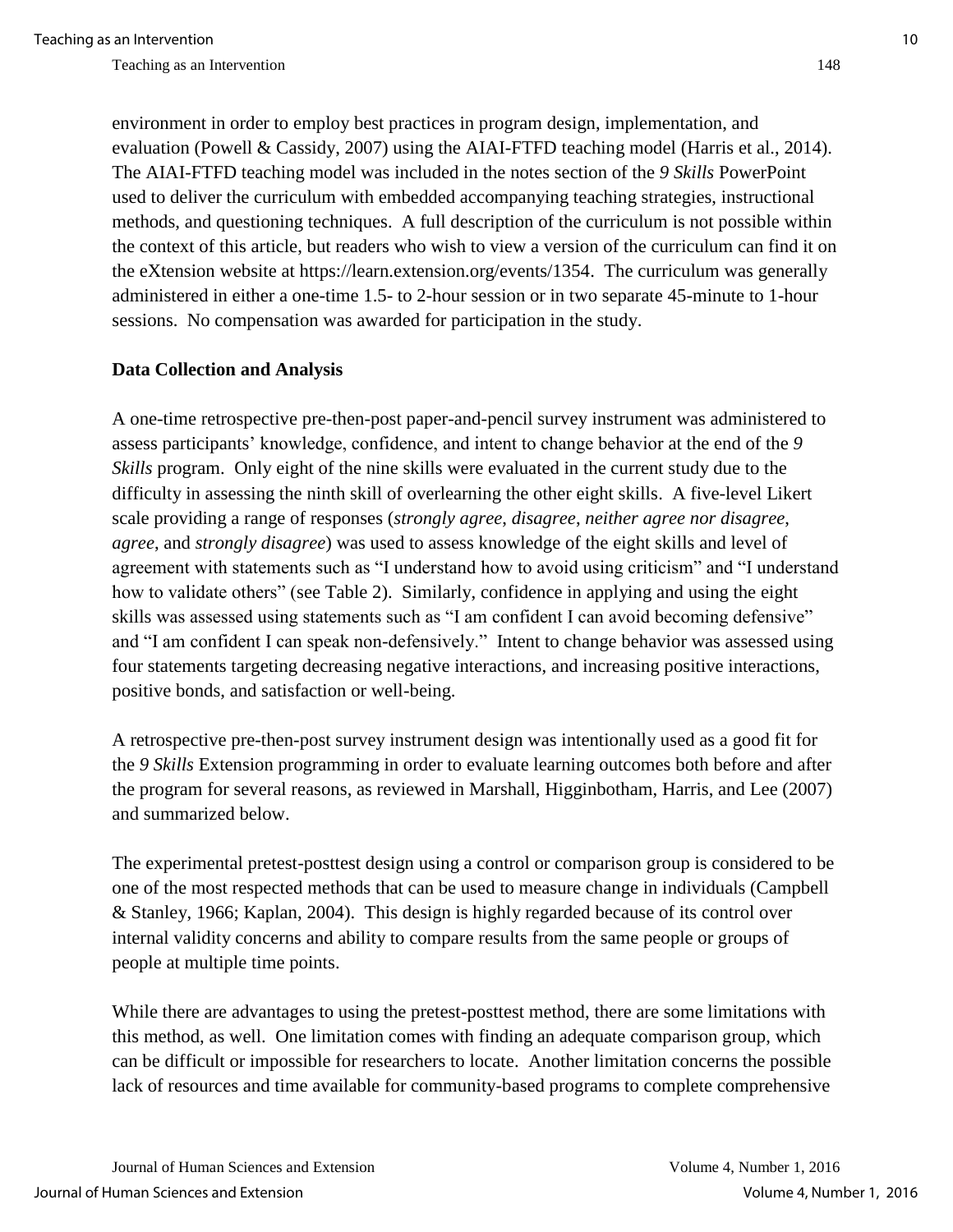environment in order to employ best practices in program design, implementation, and evaluation (Powell & Cassidy, 2007) using the AIAI-FTFD teaching model (Harris et al., 2014). The AIAI-FTFD teaching model was included in the notes section of the *9 Skills* PowerPoint used to deliver the curriculum with embedded accompanying teaching strategies, instructional methods, and questioning techniques. A full description of the curriculum is not possible within the context of this article, but readers who wish to view a version of the curriculum can find it on the eXtension website at https://learn.extension.org/events/1354. The curriculum was generally administered in either a one-time 1.5- to 2-hour session or in two separate 45-minute to 1-hour sessions. No compensation was awarded for participation in the study.

**Data Collection and Analysis**

A one-time retrospective pre-then-post paper-and-pencil survey instrument was administered to assess participants' knowledge, confidence, and intent to change behavior at the end of the *9 Skills* program. Only eight of the nine skills were evaluated in the current study due to the difficulty in assessing the ninth skill of overlearning the other eight skills. A five-level Likert scale providing a range of responses (*strongly agree*, *disagree*, *neither agree nor disagree*, *agree*, and *strongly disagree*) was used to assess knowledge of the eight skills and level of agreement with statements such as "I understand how to avoid using criticism" and "I understand how to validate others" (see Table 2). Similarly, confidence in applying and using the eight skills was assessed using statements such as "I am confident I can avoid becoming defensive" and "I am confident I can speak non-defensively." Intent to change behavior was assessed using four statements targeting decreasing negative interactions, and increasing positive interactions, positive bonds, and satisfaction or well-being.

A retrospective pre-then-post survey instrument design was intentionally used as a good fit for the *9 Skills* Extension programming in order to evaluate learning outcomes both before and after the program for several reasons, as reviewed in Marshall, Higginbotham, Harris, and Lee (2007) and summarized below.

The experimental pretest-posttest design using a control or comparison group is considered to be one of the most respected methods that can be used to measure change in individuals (Campbell & Stanley, 1966; Kaplan, 2004). This design is highly regarded because of its control over internal validity concerns and ability to compare results from the same people or groups of people at multiple time points.

While there are advantages to using the pretest-posttest method, there are some limitations with this method, as well. One limitation comes with finding an adequate comparison group, which can be difficult or impossible for researchers to locate. Another limitation concerns the possible lack of resources and time available for community-based programs to complete comprehensive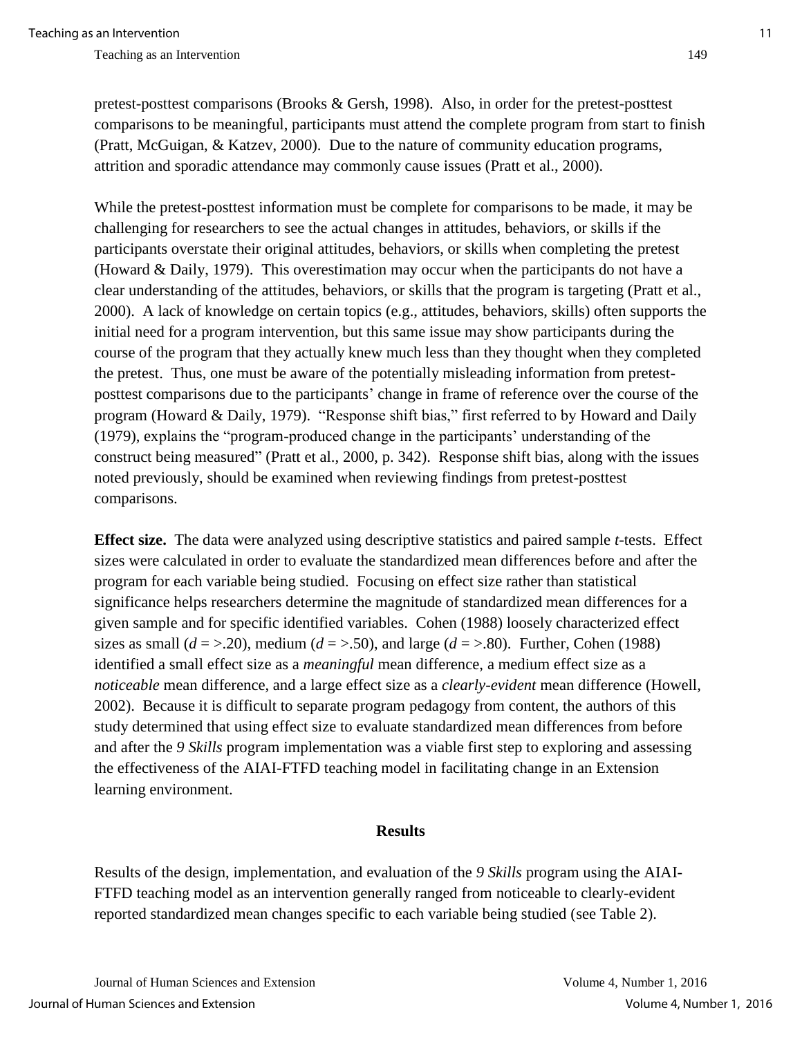pretest-posttest comparisons (Brooks & Gersh, 1998). Also, in order for the pretest-posttest comparisons to be meaningful, participants must attend the complete program from start to finish (Pratt, McGuigan, & Katzev, 2000). Due to the nature of community education programs, attrition and sporadic attendance may commonly cause issues (Pratt et al., 2000).

While the pretest-posttest information must be complete for comparisons to be made, it may be challenging for researchers to see the actual changes in attitudes, behaviors, or skills if the participants overstate their original attitudes, behaviors, or skills when completing the pretest (Howard & Daily, 1979). This overestimation may occur when the participants do not have a clear understanding of the attitudes, behaviors, or skills that the program is targeting (Pratt et al., 2000). A lack of knowledge on certain topics (e.g., attitudes, behaviors, skills) often supports the initial need for a program intervention, but this same issue may show participants during the course of the program that they actually knew much less than they thought when they completed the pretest. Thus, one must be aware of the potentially misleading information from pretest-posttest comparisons due to the participants' change in frame of reference over the course of the program (Howard & Daily, 1979). "Response shift bias," first referred to by Howard and Daily (1979), explains the "program-produced change in the participants' understanding of the construct being measured" (Pratt et al., 2000, p. 342). Response shift bias, along with the issues noted previously, should be examined when reviewing findings from pretest-posttest comparisons.

**Effect size.** The data were analyzed using descriptive statistics and paired sample *t*-tests. Effect sizes were calculated in order to evaluate the standardized mean differences before and after the program for each variable being studied. Focusing on effect size rather than statistical significance helps researchers determine the magnitude of standardized mean differences for a given sample and for specific identified variables. Cohen (1988) loosely characterized effect sizes as small ($d$ = >.20), medium ($d$ = >.50), and large ($d$ = >.80). Further, Cohen (1988) identified a small effect size as a *meaningful* mean difference, a medium effect size as a *noticeable* mean difference, and a large effect size as a *clearly-evident* mean difference (Howell, 2002). Because it is difficult to separate program pedagogy from content, the authors of this study determined that using effect size to evaluate standardized mean differences from before and after the *9 Skills* program implementation was a viable first step to exploring and assessing the effectiveness of the AIAI-FTFD teaching model in facilitating change in an Extension learning environment.

## Results

Results of the design, implementation, and evaluation of the *9 Skills* program using the AIAI-FTFD teaching model as an intervention generally ranged from noticeable to clearly-evident reported standardized mean changes specific to each variable being studied (see Table 2).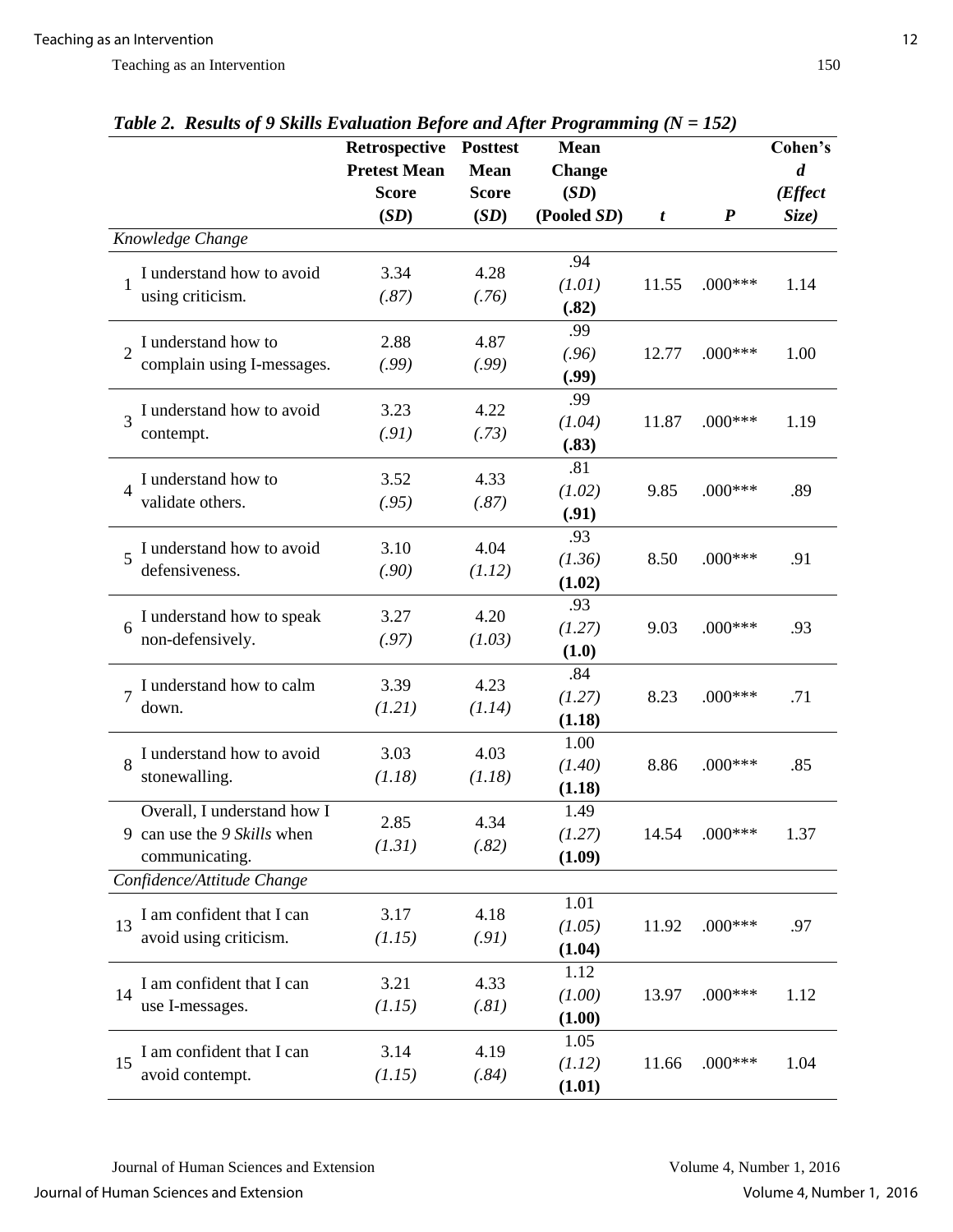***Table 2. Results of 9 Skills Evaluation Before and After Programming (N = 152)***

| | | Retrospective Pretest Mean Score (*SD*) | Posttest Mean Score (*SD*) | Mean Change (*SD*) **(Pooled *SD*)** | *t* | *P* | Cohen's *d* (*Effect Size)* |
|---|---|---|---|---|---|---|---|
| *Knowledge Change* | | | | | | | |
| 1 | I understand how to avoid using criticism. | 3.34 *(.87)* | 4.28 *(.76)* | .94 *(1.01)* **(.82)** | 11.55 | .000*** | 1.14 |
| 2 | I understand how to complain using I-messages. | 2.88 *(.99)* | 4.87 *(.99)* | .99 *(.96)* **(.99)** | 12.77 | .000*** | 1.00 |
| 3 | I understand how to avoid contempt. | 3.23 *(.91)* | 4.22 *(.73)* | .99 *(1.04)* **(.83)** | 11.87 | .000*** | 1.19 |
| 4 | I understand how to validate others. | 3.52 *(.95)* | 4.33 *(.87)* | .81 *(1.02)* **(.91)** | 9.85 | .000*** | .89 |
| 5 | I understand how to avoid defensiveness. | 3.10 *(.90)* | 4.04 *(1.12)* | .93 *(1.36)* **(1.02)** | 8.50 | .000*** | .91 |
| 6 | I understand how to speak non-defensively. | 3.27 *(.97)* | 4.20 *(1.03)* | .93 *(1.27)* **(1.0)** | 9.03 | .000*** | .93 |
| 7 | I understand how to calm down. | 3.39 *(1.21)* | 4.23 *(1.14)* | .84 *(1.27)* **(1.18)** | 8.23 | .000*** | .71 |
| 8 | I understand how to avoid stonewalling. | 3.03 *(1.18)* | 4.03 *(1.18)* | 1.00 *(1.40)* **(1.18)** | 8.86 | .000*** | .85 |
| 9 | Overall, I understand how I can use the *9 Skills* when communicating. | 2.85 *(1.31)* | 4.34 *(.82)* | 1.49 *(1.27)* **(1.09)** | 14.54 | .000*** | 1.37 |
| *Confidence/Attitude Change* | | | | | | | |
| 13 | I am confident that I can avoid using criticism. | 3.17 *(1.15)* | 4.18 *(.91)* | 1.01 *(1.05)* **(1.04)** | 11.92 | .000*** | .97 |
| 14 | I am confident that I can use I-messages. | 3.21 *(1.15)* | 4.33 *(.81)* | 1.12 *(1.00)* **(1.00)** | 13.97 | .000*** | 1.12 |
| 15 | I am confident that I can avoid contempt. | 3.14 *(1.15)* | 4.19 *(.84)* | 1.05 *(1.12)* **(1.01)** | 11.66 | .000*** | 1.04 |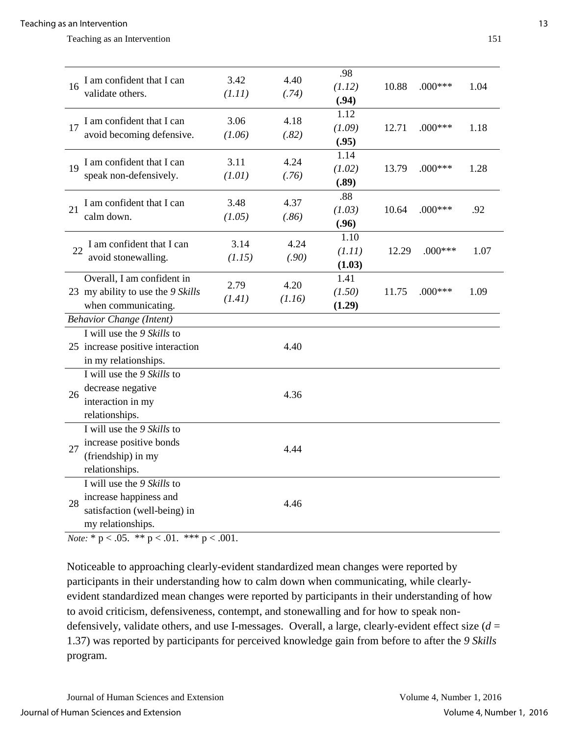| | | | | | | | |
|---|---|---|---|---|---|---|---|
| 16 | I am confident that I can validate others. | 3.42 *(1.11)* | 4.40 *(.74)* | .98 *(1.12)* **(.94)** | 10.88 | .000*** | 1.04 |
| 17 | I am confident that I can avoid becoming defensive. | 3.06 *(1.06)* | 4.18 *(.82)* | 1.12 *(1.09)* **(.95)** | 12.71 | .000*** | 1.18 |
| 19 | I am confident that I can speak non-defensively. | 3.11 *(1.01)* | 4.24 *(.76)* | 1.14 *(1.02)* **(.89)** | 13.79 | .000*** | 1.28 |
| 21 | I am confident that I can calm down. | 3.48 *(1.05)* | 4.37 *(.86)* | .88 *(1.03)* **(.96)** | 10.64 | .000*** | .92 |
| 22 | I am confident that I can avoid stonewalling. | 3.14 *(1.15)* | 4.24 *(.90)* | 1.10 *(1.11)* **(1.03)** | 12.29 | .000*** | 1.07 |
| 23 | Overall, I am confident in my ability to use the *9 Skills* when communicating. | 2.79 *(1.41)* | 4.20 *(1.16)* | 1.41 *(1.50)* **(1.29)** | 11.75 | .000*** | 1.09 |
| *Behavior Change (Intent)* | | | | | | | |
| 25 | I will use the *9 Skills* to increase positive interaction in my relationships. | | 4.40 | | | | |
| 26 | I will use the *9 Skills* to decrease negative interaction in my relationships. | | 4.36 | | | | |
| 27 | I will use the *9 Skills* to increase positive bonds (friendship) in my relationships. | | 4.44 | | | | |
| 28 | I will use the *9 Skills* to increase happiness and satisfaction (well-being) in my relationships. | | 4.46 | | | | |

*Note:* * $p < .05$. ** $p < .01$. *** $p < .001$.

Noticeable to approaching clearly-evident standardized mean changes were reported by participants in their understanding how to calm down when communicating, while clearly-evident standardized mean changes were reported by participants in their understanding of how to avoid criticism, defensiveness, contempt, and stonewalling and for how to speak non-defensively, validate others, and use I-messages. Overall, a large, clearly-evident effect size ($d$ = 1.37) was reported by participants for perceived knowledge gain from before to after the *9 Skills* program.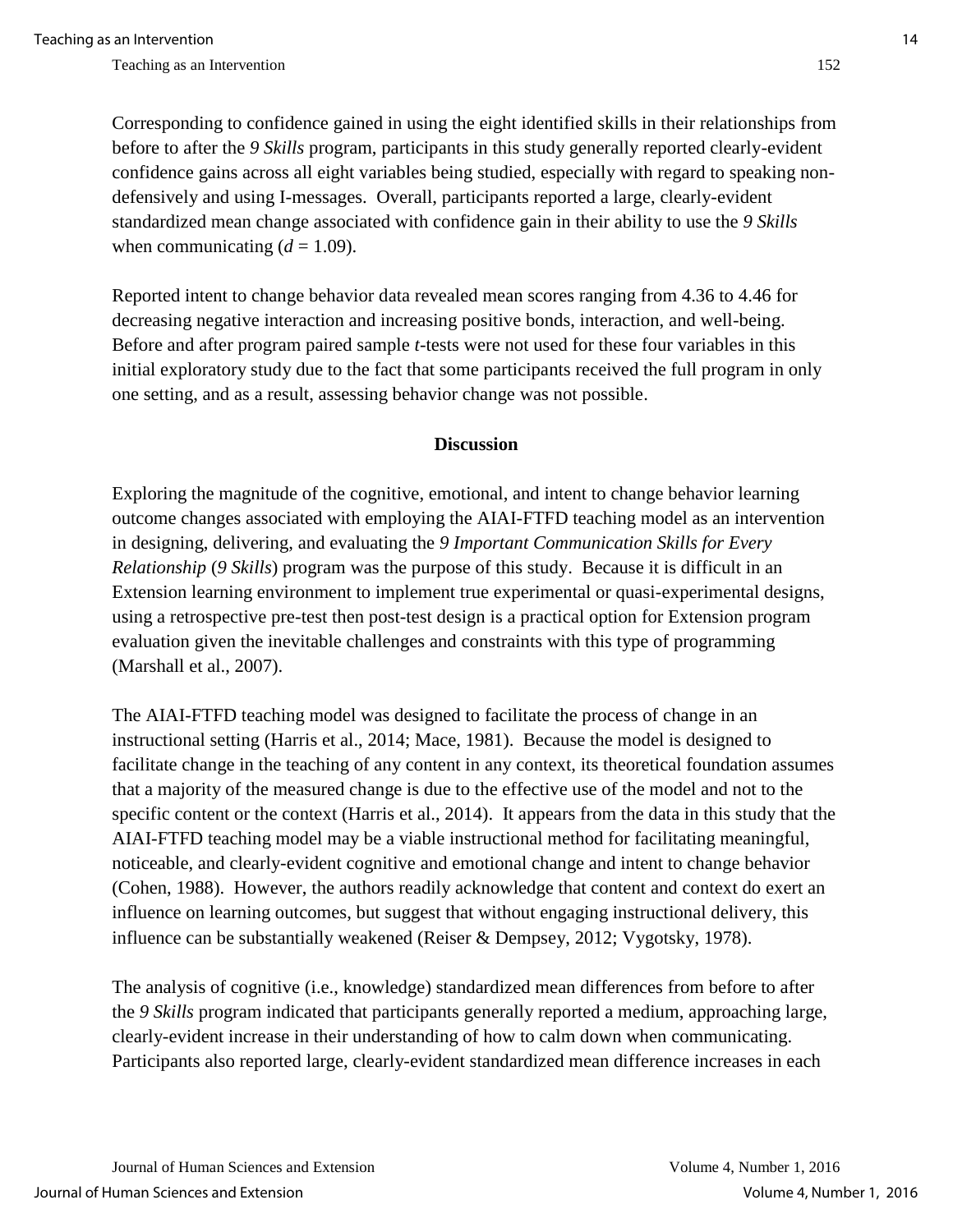Corresponding to confidence gained in using the eight identified skills in their relationships from before to after the *9 Skills* program, participants in this study generally reported clearly-evident confidence gains across all eight variables being studied, especially with regard to speaking non-defensively and using I-messages. Overall, participants reported a large, clearly-evident standardized mean change associated with confidence gain in their ability to use the *9 Skills* when communicating ($d$ = 1.09).

Reported intent to change behavior data revealed mean scores ranging from 4.36 to 4.46 for decreasing negative interaction and increasing positive bonds, interaction, and well-being. Before and after program paired sample $t$-tests were not used for these four variables in this initial exploratory study due to the fact that some participants received the full program in only one setting, and as a result, assessing behavior change was not possible.

## Discussion

Exploring the magnitude of the cognitive, emotional, and intent to change behavior learning outcome changes associated with employing the AIAI-FTFD teaching model as an intervention in designing, delivering, and evaluating the *9 Important Communication Skills for Every Relationship* (*9 Skills*) program was the purpose of this study. Because it is difficult in an Extension learning environment to implement true experimental or quasi-experimental designs, using a retrospective pre-test then post-test design is a practical option for Extension program evaluation given the inevitable challenges and constraints with this type of programming (Marshall et al., 2007).

The AIAI-FTFD teaching model was designed to facilitate the process of change in an instructional setting (Harris et al., 2014; Mace, 1981). Because the model is designed to facilitate change in the teaching of any content in any context, its theoretical foundation assumes that a majority of the measured change is due to the effective use of the model and not to the specific content or the context (Harris et al., 2014). It appears from the data in this study that the AIAI-FTFD teaching model may be a viable instructional method for facilitating meaningful, noticeable, and clearly-evident cognitive and emotional change and intent to change behavior (Cohen, 1988). However, the authors readily acknowledge that content and context do exert an influence on learning outcomes, but suggest that without engaging instructional delivery, this influence can be substantially weakened (Reiser & Dempsey, 2012; Vygotsky, 1978).

The analysis of cognitive (i.e., knowledge) standardized mean differences from before to after the *9 Skills* program indicated that participants generally reported a medium, approaching large, clearly-evident increase in their understanding of how to calm down when communicating. Participants also reported large, clearly-evident standardized mean difference increases in each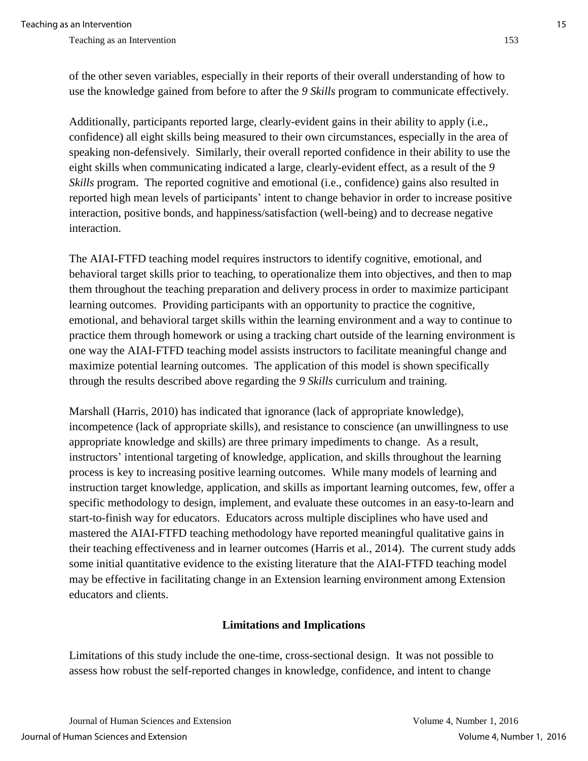of the other seven variables, especially in their reports of their overall understanding of how to use the knowledge gained from before to after the *9 Skills* program to communicate effectively.

Additionally, participants reported large, clearly-evident gains in their ability to apply (i.e., confidence) all eight skills being measured to their own circumstances, especially in the area of speaking non-defensively. Similarly, their overall reported confidence in their ability to use the eight skills when communicating indicated a large, clearly-evident effect, as a result of the *9 Skills* program. The reported cognitive and emotional (i.e., confidence) gains also resulted in reported high mean levels of participants' intent to change behavior in order to increase positive interaction, positive bonds, and happiness/satisfaction (well-being) and to decrease negative interaction.

The AIAI-FTFD teaching model requires instructors to identify cognitive, emotional, and behavioral target skills prior to teaching, to operationalize them into objectives, and then to map them throughout the teaching preparation and delivery process in order to maximize participant learning outcomes. Providing participants with an opportunity to practice the cognitive, emotional, and behavioral target skills within the learning environment and a way to continue to practice them through homework or using a tracking chart outside of the learning environment is one way the AIAI-FTFD teaching model assists instructors to facilitate meaningful change and maximize potential learning outcomes. The application of this model is shown specifically through the results described above regarding the *9 Skills* curriculum and training.

Marshall (Harris, 2010) has indicated that ignorance (lack of appropriate knowledge), incompetence (lack of appropriate skills), and resistance to conscience (an unwillingness to use appropriate knowledge and skills) are three primary impediments to change. As a result, instructors' intentional targeting of knowledge, application, and skills throughout the learning process is key to increasing positive learning outcomes. While many models of learning and instruction target knowledge, application, and skills as important learning outcomes, few, offer a specific methodology to design, implement, and evaluate these outcomes in an easy-to-learn and start-to-finish way for educators. Educators across multiple disciplines who have used and mastered the AIAI-FTFD teaching methodology have reported meaningful qualitative gains in their teaching effectiveness and in learner outcomes (Harris et al., 2014). The current study adds some initial quantitative evidence to the existing literature that the AIAI-FTFD teaching model may be effective in facilitating change in an Extension learning environment among Extension educators and clients.

## Limitations and Implications

Limitations of this study include the one-time, cross-sectional design. It was not possible to assess how robust the self-reported changes in knowledge, confidence, and intent to change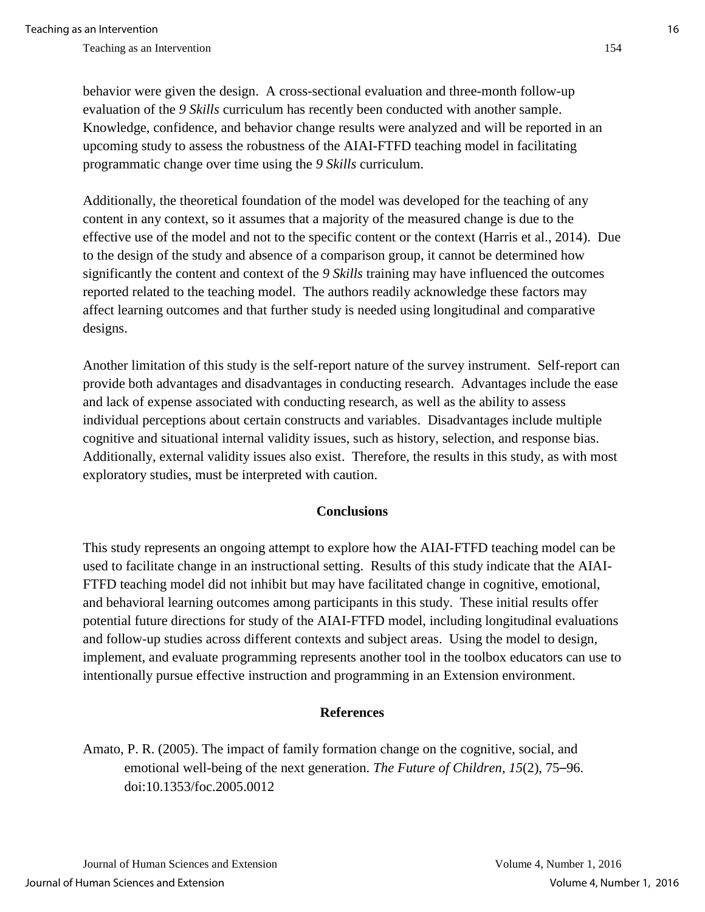behavior were given the design. A cross-sectional evaluation and three-month follow-up evaluation of the *9 Skills* curriculum has recently been conducted with another sample. Knowledge, confidence, and behavior change results were analyzed and will be reported in an upcoming study to assess the robustness of the AIAI-FTFD teaching model in facilitating programmatic change over time using the *9 Skills* curriculum.

Additionally, the theoretical foundation of the model was developed for the teaching of any content in any context, so it assumes that a majority of the measured change is due to the effective use of the model and not to the specific content or the context (Harris et al., 2014). Due to the design of the study and absence of a comparison group, it cannot be determined how significantly the content and context of the *9 Skills* training may have influenced the outcomes reported related to the teaching model. The authors readily acknowledge these factors may affect learning outcomes and that further study is needed using longitudinal and comparative designs.

Another limitation of this study is the self-report nature of the survey instrument. Self-report can provide both advantages and disadvantages in conducting research. Advantages include the ease and lack of expense associated with conducting research, as well as the ability to assess individual perceptions about certain constructs and variables. Disadvantages include multiple cognitive and situational internal validity issues, such as history, selection, and response bias. Additionally, external validity issues also exist. Therefore, the results in this study, as with most exploratory studies, must be interpreted with caution.

## Conclusions

This study represents an ongoing attempt to explore how the AIAI-FTFD teaching model can be used to facilitate change in an instructional setting. Results of this study indicate that the AIAI-FTFD teaching model did not inhibit but may have facilitated change in cognitive, emotional, and behavioral learning outcomes among participants in this study. These initial results offer potential future directions for study of the AIAI-FTFD model, including longitudinal evaluations and follow-up studies across different contexts and subject areas. Using the model to design, implement, and evaluate programming represents another tool in the toolbox educators can use to intentionally pursue effective instruction and programming in an Extension environment.

## References

Amato, P. R. (2005). The impact of family formation change on the cognitive, social, and emotional well-being of the next generation. *The Future of Children*, *15*(2), 75–96. doi:10.1353/foc.2005.0012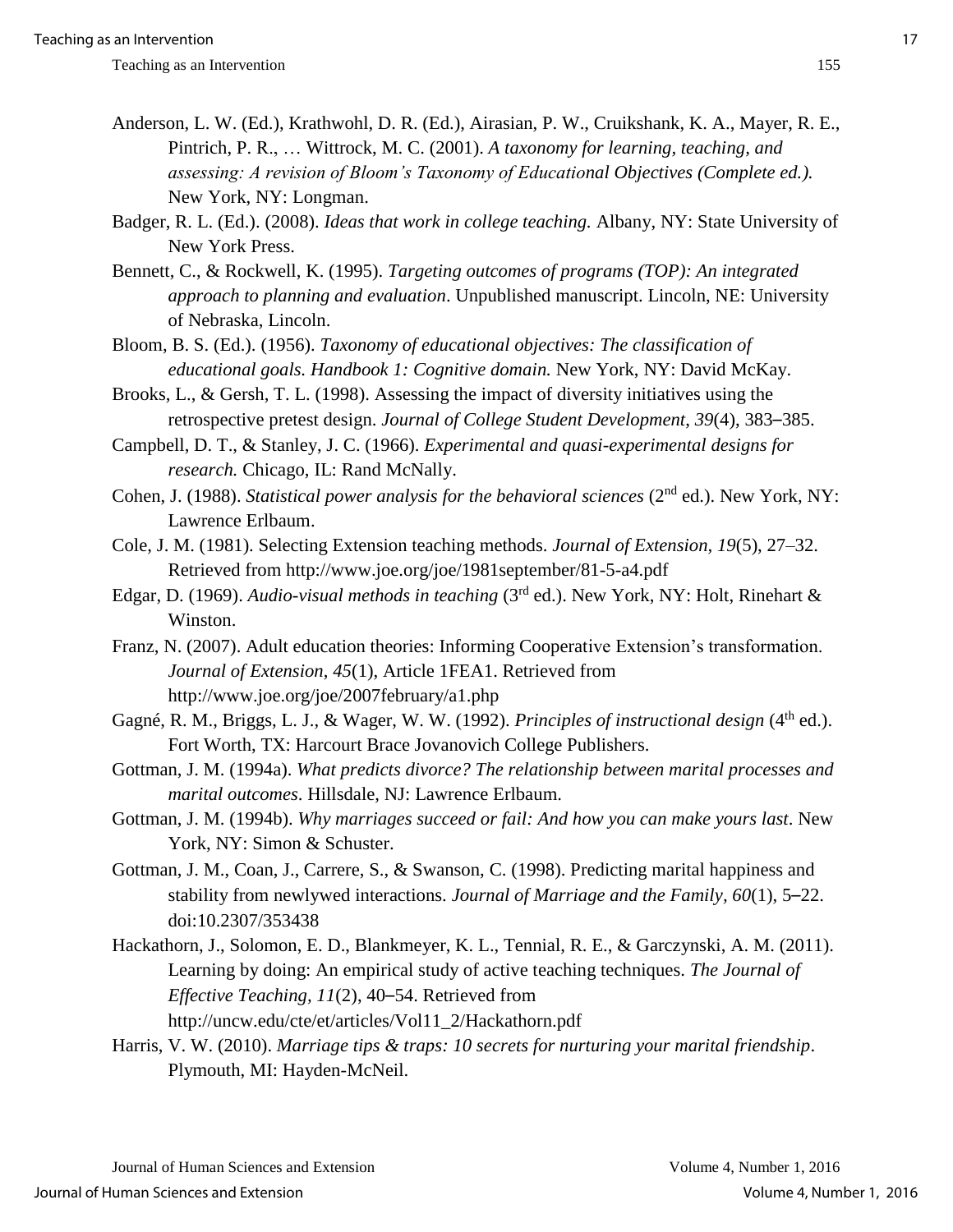Anderson, L. W. (Ed.), Krathwohl, D. R. (Ed.), Airasian, P. W., Cruikshank, K. A., Mayer, R. E., Pintrich, P. R., … Wittrock, M. C. (2001). *A taxonomy for learning, teaching, and assessing: A revision of Bloom's Taxonomy of Educational Objectives (Complete ed.).* New York, NY: Longman.

Badger, R. L. (Ed.). (2008). *Ideas that work in college teaching.* Albany, NY: State University of New York Press.

Bennett, C., & Rockwell, K. (1995). *Targeting outcomes of programs (TOP): An integrated approach to planning and evaluation*. Unpublished manuscript. Lincoln, NE: University of Nebraska, Lincoln.

Bloom, B. S. (Ed.). (1956). *Taxonomy of educational objectives: The classification of educational goals. Handbook 1: Cognitive domain.* New York, NY: David McKay.

Brooks, L., & Gersh, T. L. (1998). Assessing the impact of diversity initiatives using the retrospective pretest design. *Journal of College Student Development, 39*(4), 383–385.

Campbell, D. T., & Stanley, J. C. (1966). *Experimental and quasi-experimental designs for research.* Chicago, IL: Rand McNally.

Cohen, J. (1988). *Statistical power analysis for the behavioral sciences* (2nd ed.). New York, NY: Lawrence Erlbaum.

Cole, J. M. (1981). Selecting Extension teaching methods. *Journal of Extension, 19*(5), 27–32. Retrieved from http://www.joe.org/joe/1981september/81-5-a4.pdf

Edgar, D. (1969). *Audio-visual methods in teaching* (3rd ed.). New York, NY: Holt, Rinehart & Winston.

Franz, N. (2007). Adult education theories: Informing Cooperative Extension's transformation. *Journal of Extension*, *45*(1), Article 1FEA1. Retrieved from http://www.joe.org/joe/2007february/a1.php

Gagné, R. M., Briggs, L. J., & Wager, W. W. (1992). *Principles of instructional design* (4th ed.). Fort Worth, TX: Harcourt Brace Jovanovich College Publishers.

Gottman, J. M. (1994a). *What predicts divorce? The relationship between marital processes and marital outcomes*. Hillsdale, NJ: Lawrence Erlbaum.

Gottman, J. M. (1994b). *Why marriages succeed or fail: And how you can make yours last*. New York, NY: Simon & Schuster.

Gottman, J. M., Coan, J., Carrere, S., & Swanson, C. (1998). Predicting marital happiness and stability from newlywed interactions. *Journal of Marriage and the Family, 60*(1), 5–22. doi:10.2307/353438

Hackathorn, J., Solomon, E. D., Blankmeyer, K. L., Tennial, R. E., & Garczynski, A. M. (2011). Learning by doing: An empirical study of active teaching techniques. *The Journal of Effective Teaching, 11*(2), 40–54. Retrieved from http://uncw.edu/cte/et/articles/Vol11_2/Hackathorn.pdf

Harris, V. W. (2010). *Marriage tips & traps: 10 secrets for nurturing your marital friendship*. Plymouth, MI: Hayden-McNeil.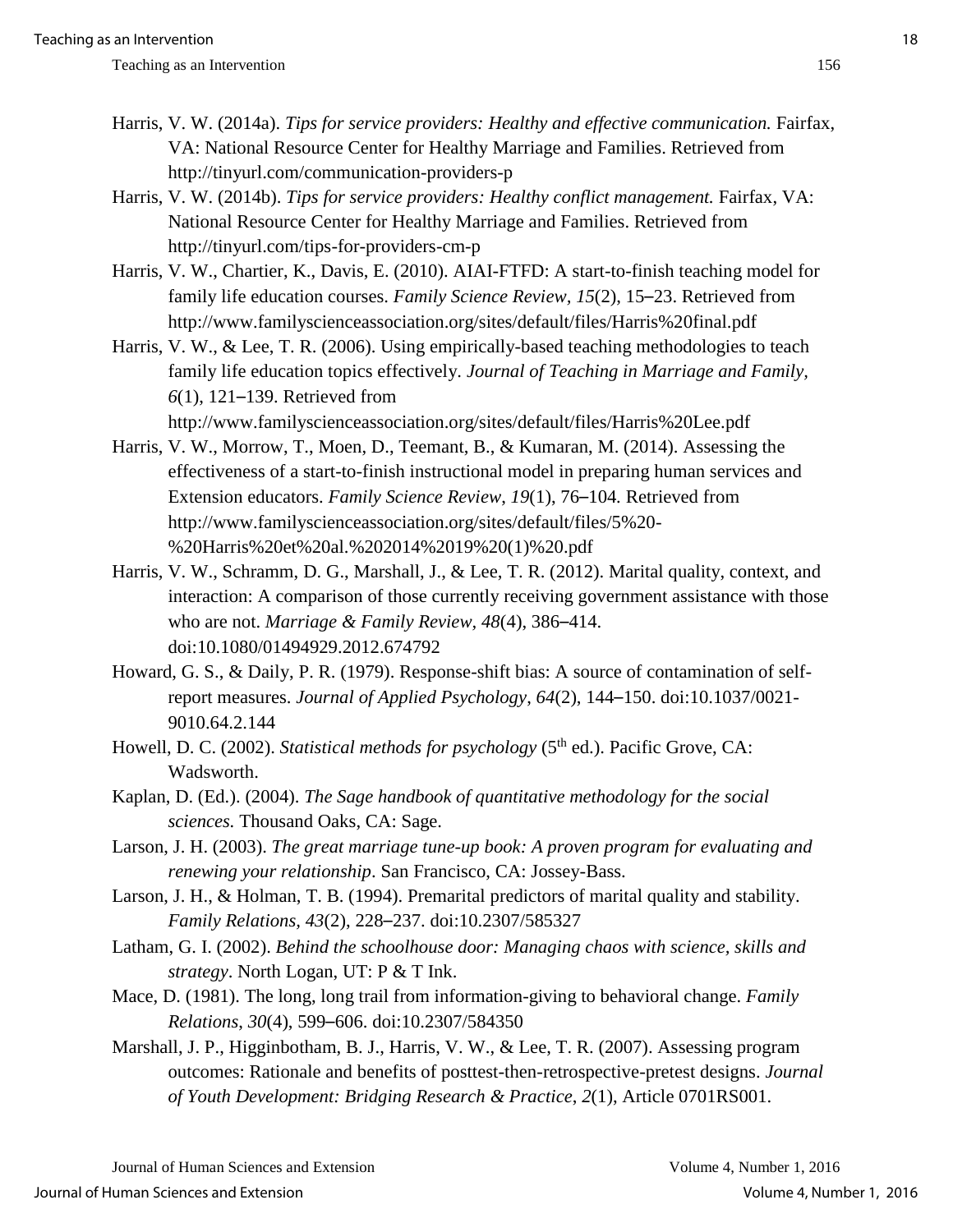Harris, V. W. (2014a). *Tips for service providers: Healthy and effective communication.* Fairfax, VA: National Resource Center for Healthy Marriage and Families. Retrieved from http://tinyurl.com/communication-providers-p

Harris, V. W. (2014b). *Tips for service providers: Healthy conflict management.* Fairfax, VA: National Resource Center for Healthy Marriage and Families. Retrieved from http://tinyurl.com/tips-for-providers-cm-p

Harris, V. W., Chartier, K., Davis, E. (2010). AIAI-FTFD: A start-to-finish teaching model for family life education courses. *Family Science Review, 15*(2), 15–23. Retrieved from http://www.familyscienceassociation.org/sites/default/files/Harris%20final.pdf

Harris, V. W., & Lee, T. R. (2006). Using empirically-based teaching methodologies to teach family life education topics effectively. *Journal of Teaching in Marriage and Family, 6*(1), 121–139. Retrieved from http://www.familyscienceassociation.org/sites/default/files/Harris%20Lee.pdf

Harris, V. W., Morrow, T., Moen, D., Teemant, B., & Kumaran, M. (2014). Assessing the effectiveness of a start-to-finish instructional model in preparing human services and Extension educators. *Family Science Review*, *19*(1), 76–104. Retrieved from http://www.familyscienceassociation.org/sites/default/files/5%20-%20Harris%20et%20al.%202014%2019%20(1)%20.pdf

Harris, V. W., Schramm, D. G., Marshall, J., & Lee, T. R. (2012). Marital quality, context, and interaction: A comparison of those currently receiving government assistance with those who are not. *Marriage & Family Review, 48*(4), 386–414. doi:10.1080/01494929.2012.674792

Howard, G. S., & Daily, P. R. (1979). Response-shift bias: A source of contamination of self-report measures. *Journal of Applied Psychology, 64*(2), 144–150. doi:10.1037/0021-9010.64.2.144

Howell, D. C. (2002). *Statistical methods for psychology* (5th ed.). Pacific Grove, CA: Wadsworth.

Kaplan, D. (Ed.). (2004). *The Sage handbook of quantitative methodology for the social sciences.* Thousand Oaks, CA: Sage.

Larson, J. H. (2003). *The great marriage tune-up book: A proven program for evaluating and renewing your relationship*. San Francisco, CA: Jossey-Bass.

Larson, J. H., & Holman, T. B. (1994). Premarital predictors of marital quality and stability. *Family Relations, 43*(2), 228–237. doi:10.2307/585327

Latham, G. I. (2002). *Behind the schoolhouse door: Managing chaos with science, skills and strategy*. North Logan, UT: P & T Ink.

Mace, D. (1981). The long, long trail from information-giving to behavioral change. *Family Relations*, *30*(4), 599–606. doi:10.2307/584350

Marshall, J. P., Higginbotham, B. J., Harris, V. W., & Lee, T. R. (2007). Assessing program outcomes: Rationale and benefits of posttest-then-retrospective-pretest designs. *Journal of Youth Development: Bridging Research & Practice, 2*(1), Article 0701RS001.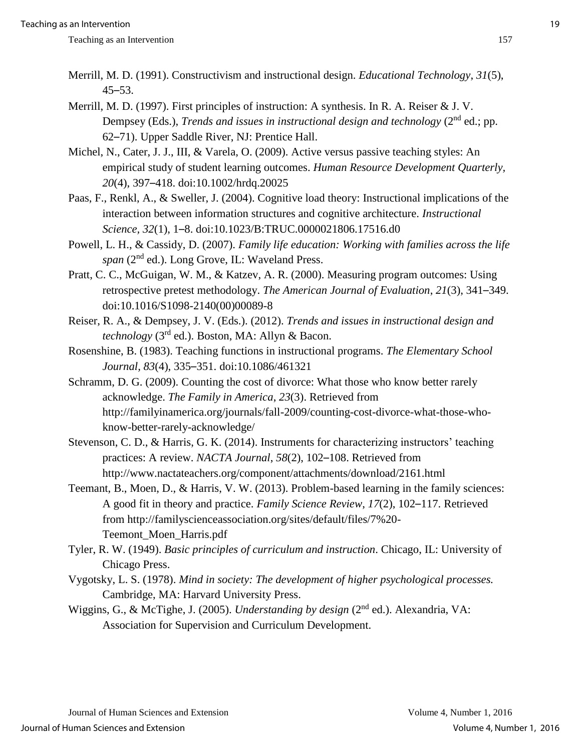Merrill, M. D. (1991). Constructivism and instructional design. *Educational Technology*, *31*(5), 45–53.

Merrill, M. D. (1997). First principles of instruction: A synthesis. In R. A. Reiser & J. V. Dempsey (Eds.), *Trends and issues in instructional design and technology* (2nd ed.; pp. 62–71). Upper Saddle River, NJ: Prentice Hall.

Michel, N., Cater, J. J., III, & Varela, O. (2009). Active versus passive teaching styles: An empirical study of student learning outcomes. *Human Resource Development Quarterly, 20*(4), 397–418. doi:10.1002/hrdq.20025

Paas, F., Renkl, A., & Sweller, J. (2004). Cognitive load theory: Instructional implications of the interaction between information structures and cognitive architecture. *Instructional Science, 32*(1), 1–8. doi:10.1023/B:TRUC.0000021806.17516.d0

Powell, L. H., & Cassidy, D. (2007). *Family life education: Working with families across the life span* (2nd ed.). Long Grove, IL: Waveland Press.

Pratt, C. C., McGuigan, W. M., & Katzev, A. R. (2000). Measuring program outcomes: Using retrospective pretest methodology. *The American Journal of Evaluation*, *21*(3), 341–349. doi:10.1016/S1098-2140(00)00089-8

Reiser, R. A., & Dempsey, J. V. (Eds.). (2012). *Trends and issues in instructional design and technology* (3rd ed.). Boston, MA: Allyn & Bacon.

Rosenshine, B. (1983). Teaching functions in instructional programs. *The Elementary School Journal, 83*(4), 335–351. doi:10.1086/461321

Schramm, D. G. (2009). Counting the cost of divorce: What those who know better rarely acknowledge. *The Family in America*, *23*(3). Retrieved from http://familyinamerica.org/journals/fall-2009/counting-cost-divorce-what-those-who-know-better-rarely-acknowledge/

Stevenson, C. D., & Harris, G. K. (2014). Instruments for characterizing instructors' teaching practices: A review. *NACTA Journal*, *58*(2), 102–108. Retrieved from http://www.nactateachers.org/component/attachments/download/2161.html

Teemant, B., Moen, D., & Harris, V. W. (2013). Problem-based learning in the family sciences: A good fit in theory and practice. *Family Science Review*, *17*(2), 102–117. Retrieved from http://familyscienceassociation.org/sites/default/files/7%20-Teemont_Moen_Harris.pdf

Tyler, R. W. (1949). *Basic principles of curriculum and instruction*. Chicago, IL: University of Chicago Press.

Vygotsky, L. S. (1978). *Mind in society: The development of higher psychological processes.* Cambridge, MA: Harvard University Press.

Wiggins, G., & McTighe, J. (2005). *Understanding by design* (2nd ed.). Alexandria, VA: Association for Supervision and Curriculum Development.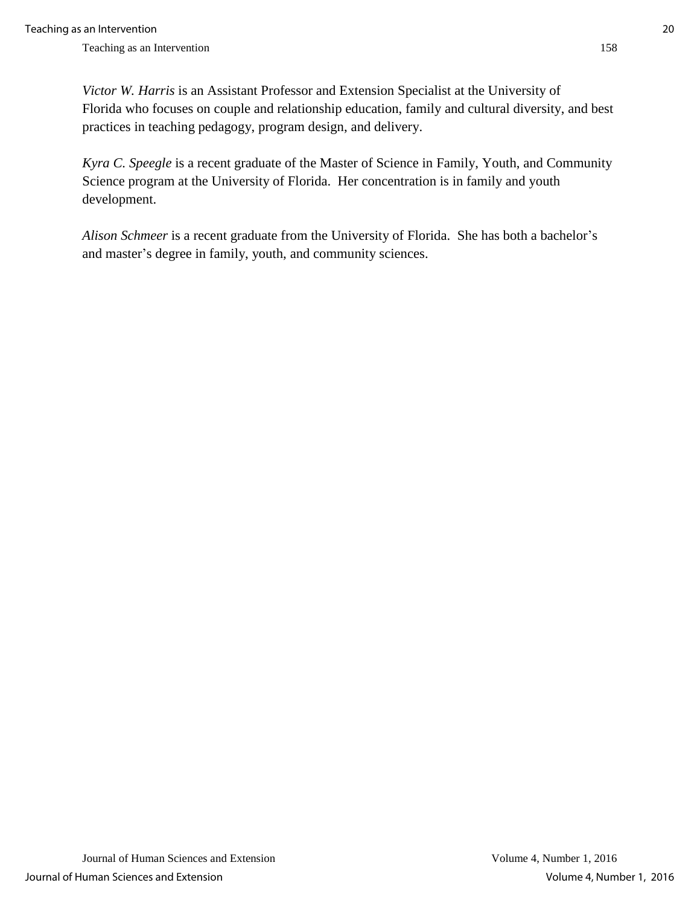*Victor W. Harris* is an Assistant Professor and Extension Specialist at the University of Florida who focuses on couple and relationship education, family and cultural diversity, and best practices in teaching pedagogy, program design, and delivery.

*Kyra C. Speegle* is a recent graduate of the Master of Science in Family, Youth, and Community Science program at the University of Florida. Her concentration is in family and youth development.

*Alison Schmeer* is a recent graduate from the University of Florida. She has both a bachelor's and master's degree in family, youth, and community sciences.